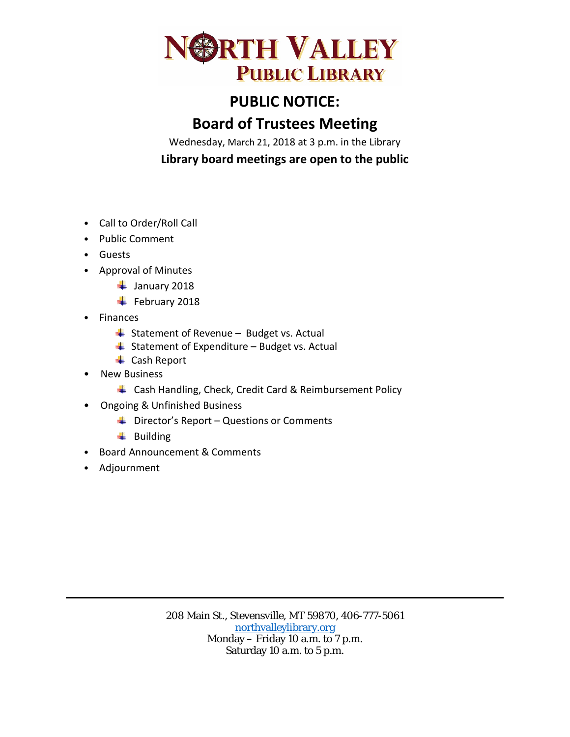# NORTH VALLEY PUBLIC LIBRARY

## PUBLIC NOTICE:

## Board of Trustees Meeting

Wednesday, March 21, 2018 at 3 p.m. in the Library

**Library board meetings are open to the public**

- Call to Order/Roll Call
- Public Comment
- Guests
- Approval of Minutes
  - January 2018
  - February 2018
- Finances
  - Statement of Revenue – Budget vs. Actual
  - Statement of Expenditure – Budget vs. Actual
  - Cash Report
- New Business
  - Cash Handling, Check, Credit Card & Reimbursement Policy
- Ongoing & Unfinished Business
  - Director's Report – Questions or Comments
  - Building
- Board Announcement & Comments
- Adjournment

208 Main St., Stevensville, MT 59870, 406-777-5061
northvalleylibrary.org
Monday – Friday 10 a.m. to 7 p.m.
Saturday 10 a.m. to 5 p.m.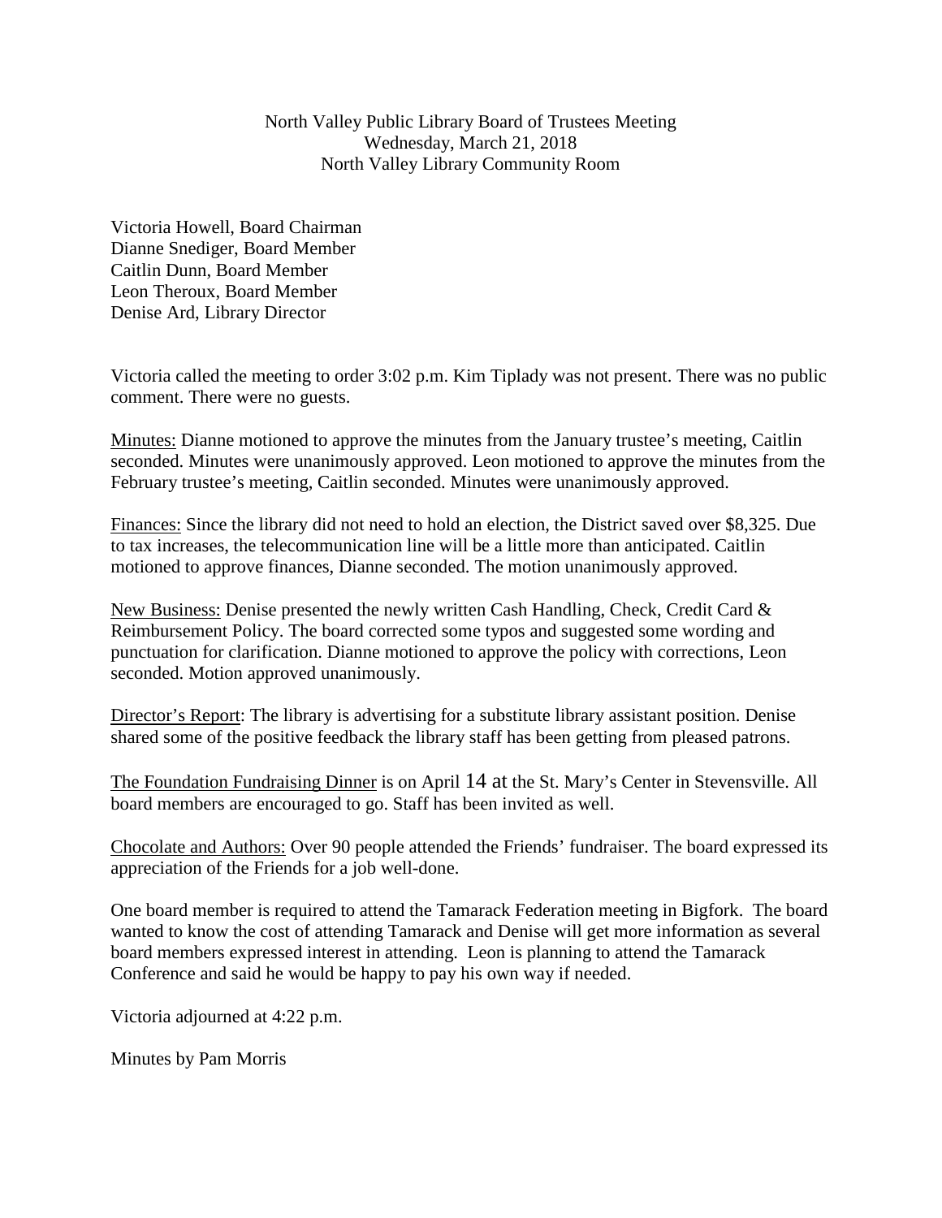North Valley Public Library Board of Trustees Meeting
Wednesday, March 21, 2018
North Valley Library Community Room

Victoria Howell, Board Chairman
Dianne Snediger, Board Member
Caitlin Dunn, Board Member
Leon Theroux, Board Member
Denise Ard, Library Director

Victoria called the meeting to order 3:02 p.m. Kim Tiplady was not present. There was no public comment. There were no guests.

Minutes: Dianne motioned to approve the minutes from the January trustee's meeting, Caitlin seconded. Minutes were unanimously approved. Leon motioned to approve the minutes from the February trustee's meeting, Caitlin seconded. Minutes were unanimously approved.

Finances: Since the library did not need to hold an election, the District saved over $8,325. Due to tax increases, the telecommunication line will be a little more than anticipated. Caitlin motioned to approve finances, Dianne seconded. The motion unanimously approved.

New Business: Denise presented the newly written Cash Handling, Check, Credit Card & Reimbursement Policy. The board corrected some typos and suggested some wording and punctuation for clarification. Dianne motioned to approve the policy with corrections, Leon seconded. Motion approved unanimously.

Director's Report: The library is advertising for a substitute library assistant position. Denise shared some of the positive feedback the library staff has been getting from pleased patrons.

The Foundation Fundraising Dinner is on April 14 at the St. Mary's Center in Stevensville. All board members are encouraged to go. Staff has been invited as well.

Chocolate and Authors: Over 90 people attended the Friends' fundraiser. The board expressed its appreciation of the Friends for a job well-done.

One board member is required to attend the Tamarack Federation meeting in Bigfork. The board wanted to know the cost of attending Tamarack and Denise will get more information as several board members expressed interest in attending. Leon is planning to attend the Tamarack Conference and said he would be happy to pay his own way if needed.

Victoria adjourned at 4:22 p.m.

Minutes by Pam Morris